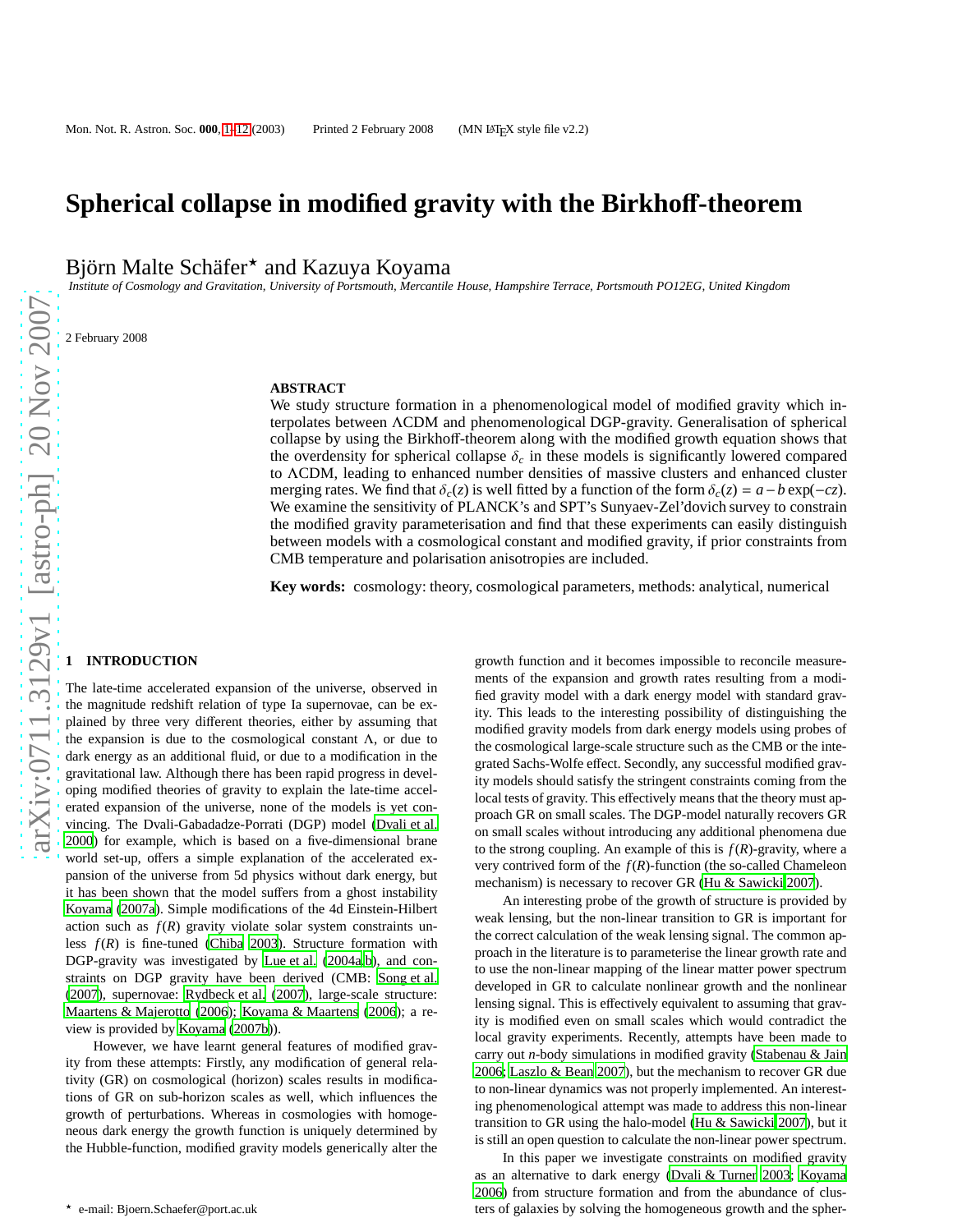# Spherical collapse in modified gravity with the Birkhoff-theorem

Björn Malte Schäfer* and Kazuya Koyama

*Institute of Cosmology and Gravitation, University of Portsmouth, Mercantile House, Hampshire Terrace, Portsmouth PO12EG, United Kingdom*

2 February 2008

## ABSTRACT

We study structure formation in a phenomenological model of modified gravity which interpolates between ΛCDM and phenomenological DGP-gravity. Generalisation of spherical collapse by using the Birkhoff-theorem along with the modified growth equation shows that the overdensity for spherical collapse $\delta_c$ in these models is significantly lowered compared to ΛCDM, leading to enhanced number densities of massive clusters and enhanced cluster merging rates. We find that $\delta_c(z)$ is well fitted by a function of the form $\delta_c(z) = a - b\exp(-cz)$. We examine the sensitivity of PLANCK's and SPT's Sunyaev-Zel'dovich survey to constrain the modified gravity parameterisation and find that these experiments can easily distinguish between models with a cosmological constant and modified gravity, if prior constraints from CMB temperature and polarisation anisotropies are included.

**Key words:** cosmology: theory, cosmological parameters, methods: analytical, numerical

## 1 INTRODUCTION

The late-time accelerated expansion of the universe, observed in the magnitude redshift relation of type Ia supernovae, can be explained by three very different theories, either by assuming that the expansion is due to the cosmological constant Λ, or due to dark energy as an additional fluid, or due to a modification in the gravitational law. Although there has been rapid progress in developing modified theories of gravity to explain the late-time accelerated expansion of the universe, none of the models is yet convincing. The Dvali-Gabadadze-Porrati (DGP) model (Dvali et al. 2000) for example, which is based on a five-dimensional brane world set-up, offers a simple explanation of the accelerated expansion of the universe from 5d physics without dark energy, but it has been shown that the model suffers from a ghost instability Koyama (2007a). Simple modifications of the 4d Einstein-Hilbert action such as $f(R)$ gravity violate solar system constraints unless $f(R)$ is fine-tuned (Chiba 2003). Structure formation with DGP-gravity was investigated by Lue et al. (2004a,b), and constraints on DGP gravity have been derived (CMB: Song et al. (2007), supernovae: Rydbeck et al. (2007), large-scale structure: Maartens & Majerotto (2006); Koyama & Maartens (2006); a review is provided by Koyama (2007b)).

However, we have learnt general features of modified gravity from these attempts: Firstly, any modification of general relativity (GR) on cosmological (horizon) scales results in modifications of GR on sub-horizon scales as well, which influences the growth of perturbations. Whereas in cosmologies with homogeneous dark energy the growth function is uniquely determined by the Hubble-function, modified gravity models generically alter the growth function and it becomes impossible to reconcile measurements of the expansion and growth rates resulting from a modified gravity model with a dark energy model with standard gravity. This leads to the interesting possibility of distinguishing the modified gravity models from dark energy models using probes of the cosmological large-scale structure such as the CMB or the integrated Sachs-Wolfe effect. Secondly, any successful modified gravity models should satisfy the stringent constraints coming from the local tests of gravity. This effectively means that the theory must approach GR on small scales. The DGP-model naturally recovers GR on small scales without introducing any additional phenomena due to the strong coupling. An example of this is $f(R)$-gravity, where a very contrived form of the $f(R)$-function (the so-called Chameleon mechanism) is necessary to recover GR (Hu & Sawicki 2007).

An interesting probe of the growth of structure is provided by weak lensing, but the non-linear transition to GR is important for the correct calculation of the weak lensing signal. The common approach in the literature is to parameterise the linear growth rate and to use the non-linear mapping of the linear matter power spectrum developed in GR to calculate nonlinear growth and the nonlinear lensing signal. This is effectively equivalent to assuming that gravity is modified even on small scales which would contradict the local gravity experiments. Recently, attempts have been made to carry out $n$-body simulations in modified gravity (Stabenau & Jain 2006; Laszlo & Bean 2007), but the mechanism to recover GR due to non-linear dynamics was not properly implemented. An interesting phenomenological attempt was made to address this non-linear transition to GR using the halo-model (Hu & Sawicki 2007), but it is still an open question to calculate the non-linear power spectrum.

In this paper we investigate constraints on modified gravity as an alternative to dark energy (Dvali & Turner 2003; Koyama 2006) from structure formation and from the abundance of clusters of galaxies by solving the homogeneous growth and the spher-

* e-mail: Bjoern.Schaefer@port.ac.uk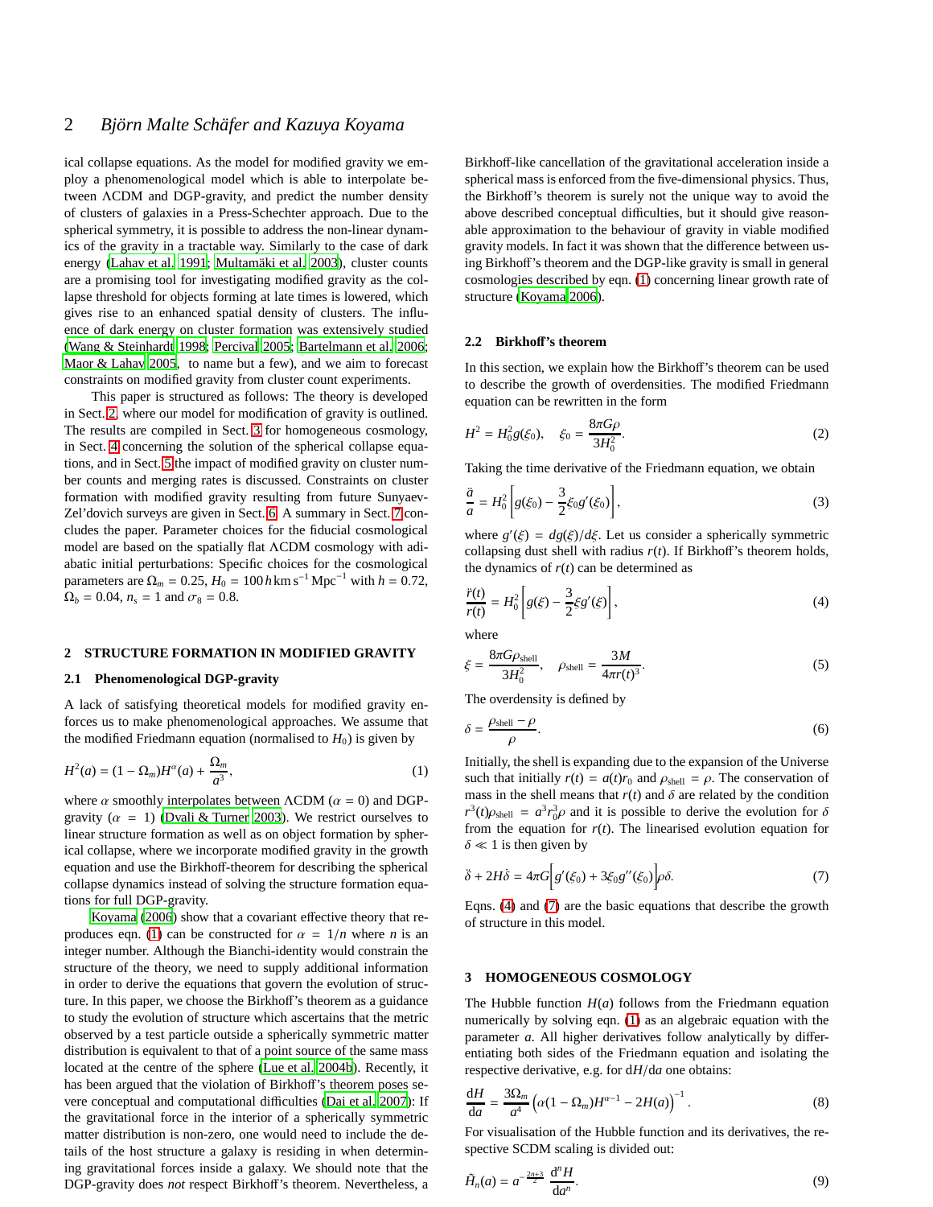ical collapse equations. As the model for modified gravity we employ a phenomenological model which is able to interpolate between ΛCDM and DGP-gravity, and predict the number density of clusters of galaxies in a Press-Schechter approach. Due to the spherical symmetry, it is possible to address the non-linear dynamics of the gravity in a tractable way. Similarly to the case of dark energy (Lahav et al. 1991; Multamäki et al. 2003), cluster counts are a promising tool for investigating modified gravity as the collapse threshold for objects forming at late times is lowered, which gives rise to an enhanced spatial density of clusters. The influence of dark energy on cluster formation was extensively studied (Wang & Steinhardt 1998; Percival 2005; Bartelmann et al. 2006; Maor & Lahav 2005, to name but a few), and we aim to forecast constraints on modified gravity from cluster count experiments.

This paper is structured as follows: The theory is developed in Sect. 2, where our model for modification of gravity is outlined. The results are compiled in Sect. 3 for homogeneous cosmology, in Sect. 4 concerning the solution of the spherical collapse equations, and in Sect. 5 the impact of modified gravity on cluster number counts and merging rates is discussed. Constraints on cluster formation with modified gravity resulting from future Sunyaev-Zel'dovich surveys are given in Sect. 6. A summary in Sect. 7 concludes the paper. Parameter choices for the fiducial cosmological model are based on the spatially flat ΛCDM cosmology with adiabatic initial perturbations: Specific choices for the cosmological parameters are $\Omega_m = 0.25$, $H_0 = 100\,h\,\mathrm{km\,s^{-1}\,Mpc^{-1}}$ with $h = 0.72$, $\Omega_b = 0.04$, $n_s = 1$ and $\sigma_8 = 0.8$.

## 2 STRUCTURE FORMATION IN MODIFIED GRAVITY

### 2.1 Phenomenological DGP-gravity

A lack of satisfying theoretical models for modified gravity enforces us to make phenomenological approaches. We assume that the modified Friedmann equation (normalised to $H_0$) is given by

$$H^2(a) = (1-\Omega_m)H^\alpha(a) + \frac{\Omega_m}{a^3}, \tag{1}$$

where $\alpha$ smoothly interpolates between ΛCDM ($\alpha = 0$) and DGP-gravity ($\alpha = 1$) (Dvali & Turner 2003). We restrict ourselves to linear structure formation as well as on object formation by spherical collapse, where we incorporate modified gravity in the growth equation and use the Birkhoff-theorem for describing the spherical collapse dynamics instead of solving the structure formation equations for full DGP-gravity.

Koyama (2006) show that a covariant effective theory that reproduces eqn. (1) can be constructed for $\alpha = 1/n$ where $n$ is an integer number. Although the Bianchi-identity would constrain the structure of the theory, we need to supply additional information in order to derive the equations that govern the evolution of structure. In this paper, we choose the Birkhoff's theorem as a guidance to study the evolution of structure which ascertains that the metric observed by a test particle outside a spherically symmetric matter distribution is equivalent to that of a point source of the same mass located at the centre of the sphere (Lue et al. 2004b). Recently, it has been argued that the violation of Birkhoff's theorem poses severe conceptual and computational difficulties (Dai et al. 2007): If the gravitational force in the interior of a spherically symmetric matter distribution is non-zero, one would need to include the details of the host structure a galaxy is residing in when determining gravitational forces inside a galaxy. We should note that the DGP-gravity does *not* respect Birkhoff's theorem. Nevertheless, a Birkhoff-like cancellation of the gravitational acceleration inside a spherical mass is enforced from the five-dimensional physics. Thus, the Birkhoff's theorem is surely not the unique way to avoid the above described conceptual difficulties, but it should give reasonable approximation to the behaviour of gravity in viable modified gravity models. In fact it was shown that the difference between using Birkhoff's theorem and the DGP-like gravity is small in general cosmologies described by eqn. (1) concerning linear growth rate of structure (Koyama 2006).

### 2.2 Birkhoff's theorem

In this section, we explain how the Birkhoff's theorem can be used to describe the growth of overdensities. The modified Friedmann equation can be rewritten in the form

$$H^2 = H_0^2 g(\xi_0), \quad \xi_0 = \frac{8\pi G\rho}{3H_0^2}. \tag{2}$$

Taking the time derivative of the Friedmann equation, we obtain

$$\frac{\ddot{a}}{a} = H_0^2\left[g(\xi_0) - \frac{3}{2}\xi_0 g'(\xi_0)\right], \tag{3}$$

where $g'(\xi) = dg(\xi)/d\xi$. Let us consider a spherically symmetric collapsing dust shell with radius $r(t)$. If Birkhoff's theorem holds, the dynamics of $r(t)$ can be determined as

$$\frac{\ddot{r}(t)}{r(t)} = H_0^2\left[g(\xi) - \frac{3}{2}\xi g'(\xi)\right], \tag{4}$$

where

$$\xi = \frac{8\pi G\rho_\mathrm{shell}}{3H_0^2}, \quad \rho_\mathrm{shell} = \frac{3M}{4\pi r(t)^3}. \tag{5}$$

The overdensity is defined by

$$\delta = \frac{\rho_\mathrm{shell} - \rho}{\rho}. \tag{6}$$

Initially, the shell is expanding due to the expansion of the Universe such that initially $r(t) = a(t)r_0$ and $\rho_\mathrm{shell} = \rho$. The conservation of mass in the shell means that $r(t)$ and $\delta$ are related by the condition $r^3(t)\rho_\mathrm{shell} = a^3 r_0^3\rho$ and it is possible to derive the evolution for $\delta$ from the equation for $r(t)$. The linearised evolution equation for $\delta \ll 1$ is then given by

$$\ddot{\delta} + 2H\dot{\delta} = 4\pi G\left[g'(\xi_0) + 3\xi_0 g''(\xi_0)\right]\rho\delta. \tag{7}$$

Eqns. (4) and (7) are the basic equations that describe the growth of structure in this model.

## 3 HOMOGENEOUS COSMOLOGY

The Hubble function $H(a)$ follows from the Friedmann equation numerically by solving eqn. (1) as an algebraic equation with the parameter $a$. All higher derivatives follow analytically by differentiating both sides of the Friedmann equation and isolating the respective derivative, e.g. for $\mathrm{d}H/\mathrm{d}a$ one obtains:

$$\frac{\mathrm{d}H}{\mathrm{d}a} = \frac{3\Omega_m}{a^4}\left(\alpha(1-\Omega_m)H^{\alpha-1} - 2H(a)\right)^{-1}. \tag{8}$$

For visualisation of the Hubble function and its derivatives, the respective SCDM scaling is divided out:

$$\tilde{H}_n(a) = a^{-\frac{2n+3}{2}}\frac{\mathrm{d}^n H}{\mathrm{d}a^n}. \tag{9}$$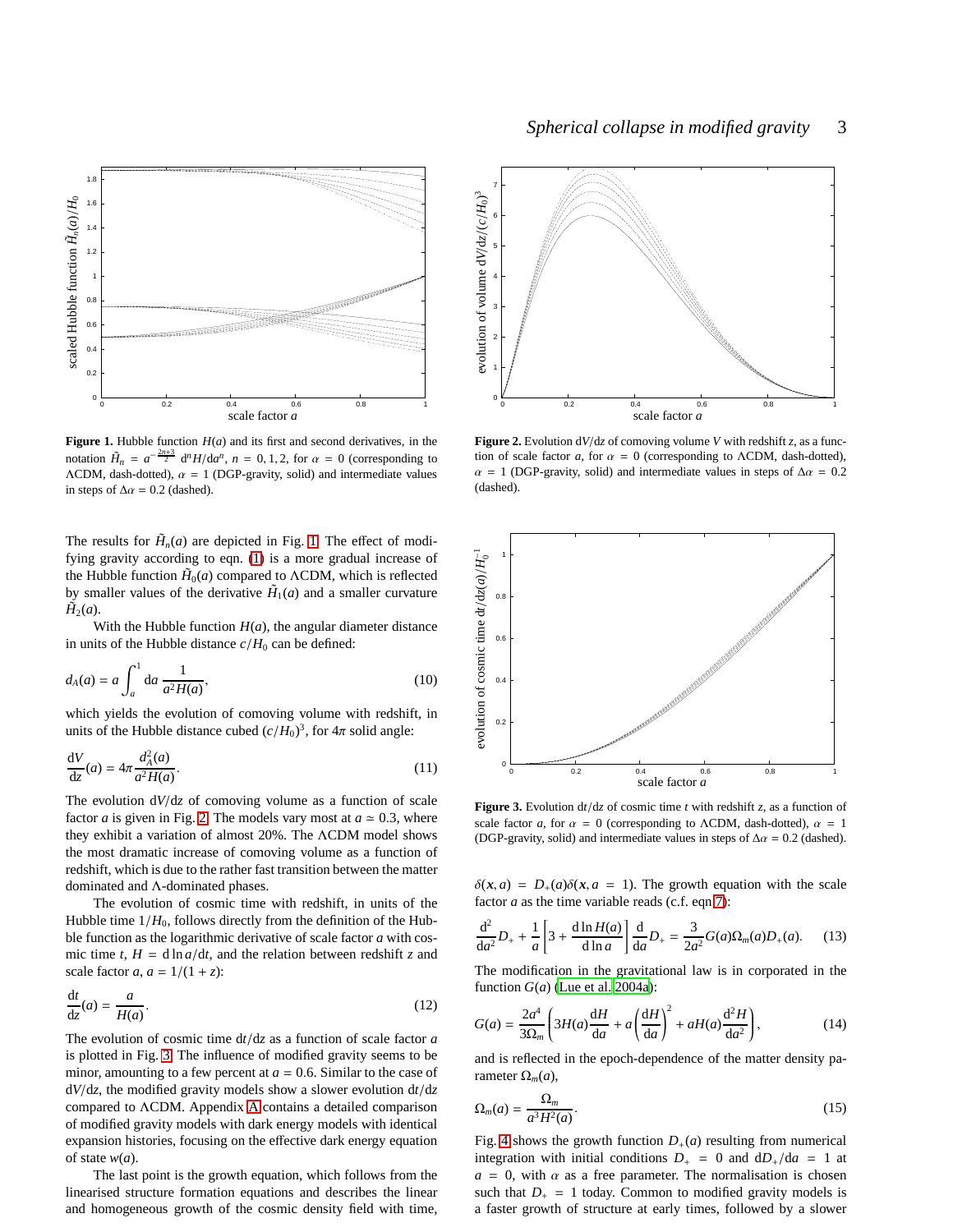**Figure 1.** Hubble function $H(a)$ and its first and second derivatives, in the notation $\tilde{H}_n = a^{-\frac{2n+3}{2}}\,\mathrm{d}^nH/\mathrm{d}a^n$, $n = 0, 1, 2$, for $\alpha = 0$ (corresponding to ΛCDM, dash-dotted), $\alpha = 1$ (DGP-gravity, solid) and intermediate values in steps of $\Delta\alpha = 0.2$ (dashed).

**Figure 2.** Evolution $\mathrm{d}V/\mathrm{d}z$ of comoving volume $V$ with redshift $z$, as a function of scale factor $a$, for $\alpha = 0$ (corresponding to ΛCDM, dash-dotted), $\alpha = 1$ (DGP-gravity, solid) and intermediate values in steps of $\Delta\alpha = 0.2$ (dashed).

**Figure 3.** Evolution $\mathrm{d}t/\mathrm{d}z$ of cosmic time $t$ with redshift $z$, as a function of scale factor $a$, for $\alpha = 0$ (corresponding to ΛCDM, dash-dotted), $\alpha = 1$ (DGP-gravity, solid) and intermediate values in steps of $\Delta\alpha = 0.2$ (dashed).

The results for $\tilde{H}_n(a)$ are depicted in Fig. 1. The effect of modifying gravity according to eqn. (1) is a more gradual increase of the Hubble function $\tilde{H}_0(a)$ compared to ΛCDM, which is reflected by smaller values of the derivative $\tilde{H}_1(a)$ and a smaller curvature $\tilde{H}_2(a)$.

With the Hubble function $H(a)$, the angular diameter distance in units of the Hubble distance $c/H_0$ can be defined:

$$d_A(a) = a\int_a^1 \mathrm{d}a\,\frac{1}{a^2H(a)}, \tag{10}$$

which yields the evolution of comoving volume with redshift, in units of the Hubble distance cubed $(c/H_0)^3$, for $4\pi$ solid angle:

$$\frac{\mathrm{d}V}{\mathrm{d}z}(a) = 4\pi\frac{d_A^2(a)}{a^2H(a)}. \tag{11}$$

The evolution $\mathrm{d}V/\mathrm{d}z$ of comoving volume as a function of scale factor $a$ is given in Fig. 2. The models vary most at $a \simeq 0.3$, where they exhibit a variation of almost 20%. The ΛCDM model shows the most dramatic increase of comoving volume as a function of redshift, which is due to the rather fast transition between the matter dominated and Λ-dominated phases.

The evolution of cosmic time with redshift, in units of the Hubble time $1/H_0$, follows directly from the definition of the Hubble function as the logarithmic derivative of scale factor $a$ with cosmic time $t$, $H = \mathrm{d}\ln a/\mathrm{d}t$, and the relation between redshift $z$ and scale factor $a$, $a = 1/(1+z)$:

$$\frac{\mathrm{d}t}{\mathrm{d}z}(a) = \frac{a}{H(a)}. \tag{12}$$

The evolution of cosmic time $\mathrm{d}t/\mathrm{d}z$ as a function of scale factor $a$ is plotted in Fig. 3. The influence of modified gravity seems to be minor, amounting to a few percent at $a = 0.6$. Similar to the case of $\mathrm{d}V/\mathrm{d}z$, the modified gravity models show a slower evolution $\mathrm{d}t/\mathrm{d}z$ compared to ΛCDM. Appendix A contains a detailed comparison of modified gravity models with dark energy models with identical expansion histories, focusing on the effective dark energy equation of state $w(a)$.

The last point is the growth equation, which follows from the linearised structure formation equations and describes the linear and homogeneous growth of the cosmic density field with time, $\delta(\boldsymbol{x}, a) = D_+(a)\delta(\boldsymbol{x}, a = 1)$. The growth equation with the scale factor $a$ as the time variable reads (c.f. eqn 7):

$$\frac{\mathrm{d}^2}{\mathrm{d}a^2}D_+ + \frac{1}{a}\left[3 + \frac{\mathrm{d}\ln H(a)}{\mathrm{d}\ln a}\right]\frac{\mathrm{d}}{\mathrm{d}a}D_+ = \frac{3}{2a^2}G(a)\Omega_m(a)D_+(a). \tag{13}$$

The modification in the gravitational law is in corporated in the function $G(a)$ (Lue et al. 2004a):

$$G(a) = \frac{2a^4}{3\Omega_m}\left(3H(a)\frac{\mathrm{d}H}{\mathrm{d}a} + a\left(\frac{\mathrm{d}H}{\mathrm{d}a}\right)^2 + aH(a)\frac{\mathrm{d}^2H}{\mathrm{d}a^2}\right), \tag{14}$$

and is reflected in the epoch-dependence of the matter density parameter $\Omega_m(a)$,

$$\Omega_m(a) = \frac{\Omega_m}{a^3H^2(a)}. \tag{15}$$

Fig. 4 shows the growth function $D_+(a)$ resulting from numerical integration with initial conditions $D_+ = 0$ and $\mathrm{d}D_+/\mathrm{d}a = 1$ at $a = 0$, with $\alpha$ as a free parameter. The normalisation is chosen such that $D_+ = 1$ today. Common to modified gravity models is a faster growth of structure at early times, followed by a slower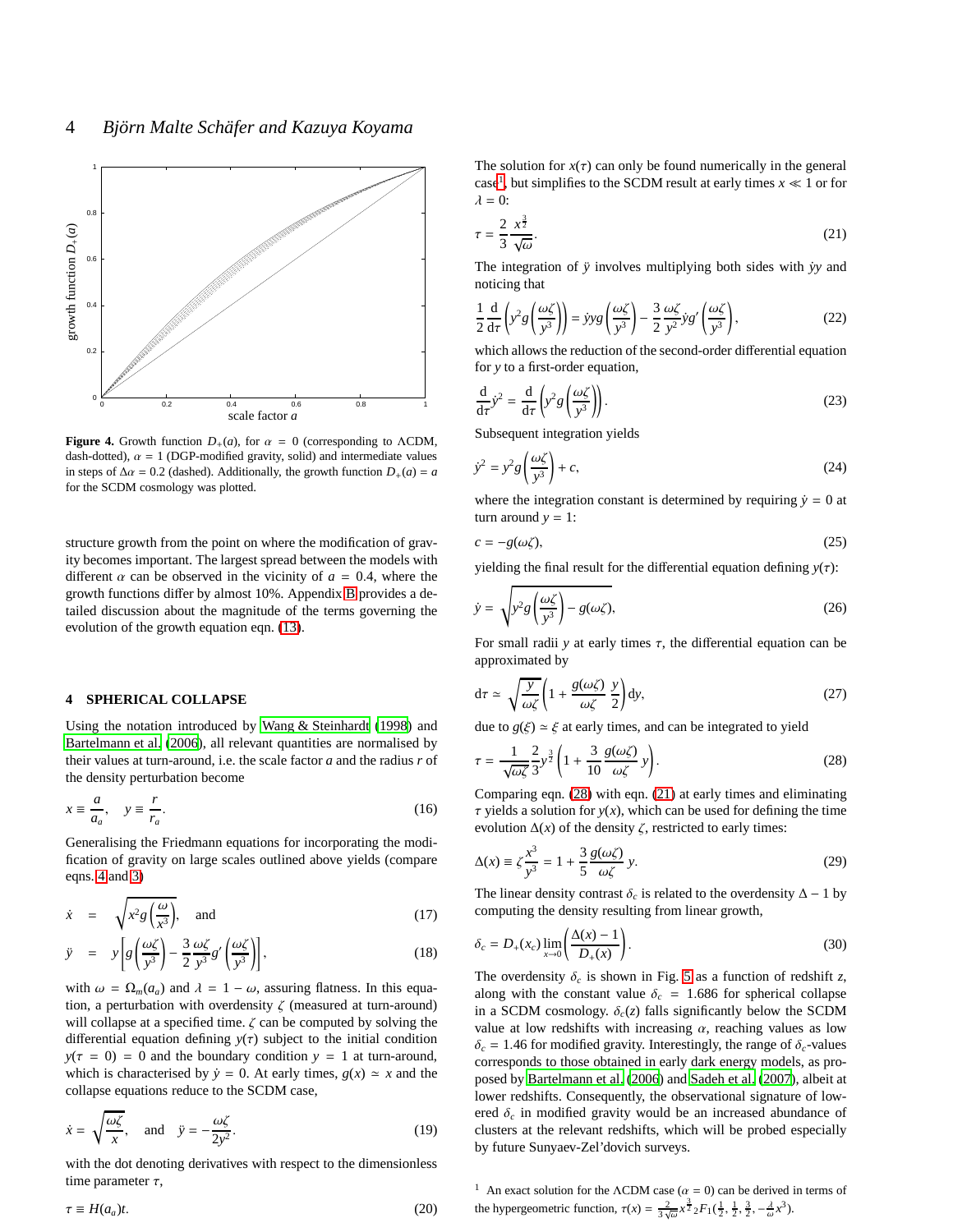**Figure 4.** Growth function $D_+(a)$, for $\alpha = 0$ (corresponding to ΛCDM, dash-dotted), $\alpha = 1$ (DGP-modified gravity, solid) and intermediate values in steps of $\Delta\alpha = 0.2$ (dashed). Additionally, the growth function $D_+(a) = a$ for the SCDM cosmology was plotted.

structure growth from the point on where the modification of gravity becomes important. The largest spread between the models with different $\alpha$ can be observed in the vicinity of $a = 0.4$, where the growth functions differ by almost 10%. Appendix B provides a detailed discussion about the magnitude of the terms governing the evolution of the growth equation eqn. (13).

## 4 SPHERICAL COLLAPSE

Using the notation introduced by Wang & Steinhardt (1998) and Bartelmann et al. (2006), all relevant quantities are normalised by their values at turn-around, i.e. the scale factor $a$ and the radius $r$ of the density perturbation become

$$x \equiv \frac{a}{a_a}, \quad y \equiv \frac{r}{r_a}. \tag{16}$$

Generalising the Friedmann equations for incorporating the modification of gravity on large scales outlined above yields (compare eqns. 4 and 3)

$$\dot{x} = \sqrt{x^2 g\left(\frac{\omega}{x^3}\right)}, \quad \text{and} \tag{17}$$

$$\ddot{y} = y\left[g\left(\frac{\omega\zeta}{y^3}\right) - \frac{3}{2}\frac{\omega\zeta}{y^3}g'\left(\frac{\omega\zeta}{y^3}\right)\right], \tag{18}$$

with $\omega = \Omega_m(a_a)$ and $\lambda = 1 - \omega$, assuring flatness. In this equation, a perturbation with overdensity $\zeta$ (measured at turn-around) will collapse at a specified time. $\zeta$ can be computed by solving the differential equation defining $y(\tau)$ subject to the initial condition $y(\tau = 0) = 0$ and the boundary condition $y = 1$ at turn-around, which is characterised by $\dot{y} = 0$. At early times, $g(x) \simeq x$ and the collapse equations reduce to the SCDM case,

$$\dot{x} = \sqrt{\frac{\omega\zeta}{x}}, \quad \text{and} \quad \ddot{y} = -\frac{\omega\zeta}{2y^2}. \tag{19}$$

with the dot denoting derivatives with respect to the dimensionless time parameter $\tau$,

$$\tau \equiv H(a_a)t. \tag{20}$$

The solution for $x(\tau)$ can only be found numerically in the general case[1], but simplifies to the SCDM result at early times $x \ll 1$ or for $\lambda = 0$:

$$\tau = \frac{2}{3}\frac{x^{\frac{3}{2}}}{\sqrt{\omega}}. \tag{21}$$

The integration of $\ddot{y}$ involves multiplying both sides with $\dot{y}y$ and noticing that

$$\frac{1}{2}\frac{\mathrm{d}}{\mathrm{d}\tau}\left(y^2 g\left(\frac{\omega\zeta}{y^3}\right)\right) = \dot{y}yg\left(\frac{\omega\zeta}{y^3}\right) - \frac{3}{2}\frac{\omega\zeta}{y^2}\dot{y}g'\left(\frac{\omega\zeta}{y^3}\right), \tag{22}$$

which allows the reduction of the second-order differential equation for $y$ to a first-order equation,

$$\frac{\mathrm{d}}{\mathrm{d}\tau}\dot{y}^2 = \frac{\mathrm{d}}{\mathrm{d}\tau}\left(y^2 g\left(\frac{\omega\zeta}{y^3}\right)\right). \tag{23}$$

Subsequent integration yields

$$\dot{y}^2 = y^2 g\left(\frac{\omega\zeta}{y^3}\right) + c, \tag{24}$$

where the integration constant is determined by requiring $\dot{y} = 0$ at turn around $y = 1$:

$$c = -g(\omega\zeta), \tag{25}$$

yielding the final result for the differential equation defining $y(\tau)$:

$$\dot{y} = \sqrt{y^2 g\left(\frac{\omega\zeta}{y^3}\right) - g(\omega\zeta)}, \tag{26}$$

For small radii $y$ at early times $\tau$, the differential equation can be approximated by

$$\mathrm{d}\tau \simeq \sqrt{\frac{y}{\omega\zeta}}\left(1 + \frac{g(\omega\zeta)}{\omega\zeta}\frac{y}{2}\right)\mathrm{d}y, \tag{27}$$

due to $g(\xi) \simeq \xi$ at early times, and can be integrated to yield

$$\tau = \frac{1}{\sqrt{\omega\zeta}}\frac{2}{3}y^{\frac{3}{2}}\left(1 + \frac{3}{10}\frac{g(\omega\zeta)}{\omega\zeta}y\right). \tag{28}$$

Comparing eqn. (28) with eqn. (21) at early times and eliminating $\tau$ yields a solution for $y(x)$, which can be used for defining the time evolution $\Delta(x)$ of the density $\zeta$, restricted to early times:

$$\Delta(x) \equiv \zeta\frac{x^3}{y^3} = 1 + \frac{3}{5}\frac{g(\omega\zeta)}{\omega\zeta}y. \tag{29}$$

The linear density contrast $\delta_c$ is related to the overdensity $\Delta - 1$ by computing the density resulting from linear growth,

$$\delta_c = D_+(x_c)\lim_{x\to 0}\left(\frac{\Delta(x) - 1}{D_+(x)}\right). \tag{30}$$

The overdensity $\delta_c$ is shown in Fig. 5 as a function of redshift $z$, along with the constant value $\delta_c = 1.686$ for spherical collapse in a SCDM cosmology. $\delta_c(z)$ falls significantly below the SCDM value at low redshifts with increasing $\alpha$, reaching values as low $\delta_c = 1.46$ for modified gravity. Interestingly, the range of $\delta_c$-values corresponds to those obtained in early dark energy models, as proposed by Bartelmann et al. (2006) and Sadeh et al. (2007), albeit at lower redshifts. Consequently, the observational signature of lowered $\delta_c$ in modified gravity would be an increased abundance of clusters at the relevant redshifts, which will be probed especially by future Sunyaev-Zel'dovich surveys.

[1] An exact solution for the ΛCDM case ($\alpha = 0$) can be derived in terms of the hypergeometric function, $\tau(x) = \frac{2}{3\sqrt{\omega}}x^{\frac{3}{2}}{}_2F_1(\frac{1}{2}, \frac{1}{2}, \frac{3}{2}, -\frac{\lambda}{\omega}x^3)$.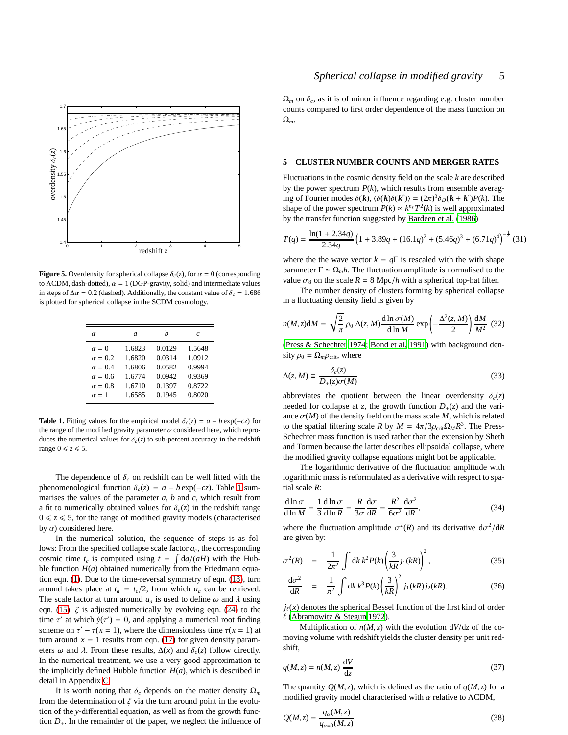**Figure 5.** Overdensity for spherical collapse $\delta_c(z)$, for $\alpha = 0$ (corresponding to ΛCDM, dash-dotted), $\alpha = 1$ (DGP-gravity, solid) and intermediate values in steps of $\Delta\alpha = 0.2$ (dashed). Additionally, the constant value of $\delta_c = 1.686$ is plotted for spherical collapse in the SCDM cosmology.

| $\alpha$ | $a$ | $b$ | $c$ |
|---|---|---|---|
| $\alpha = 0$ | 1.6823 | 0.0129 | 1.5648 |
| $\alpha = 0.2$ | 1.6820 | 0.0314 | 1.0912 |
| $\alpha = 0.4$ | 1.6806 | 0.0582 | 0.9994 |
| $\alpha = 0.6$ | 1.6774 | 0.0942 | 0.9369 |
| $\alpha = 0.8$ | 1.6710 | 0.1397 | 0.8722 |
| $\alpha = 1$ | 1.6585 | 0.1945 | 0.8020 |

**Table 1.** Fitting values for the empirical model $\delta_c(z) = a - b\exp(-cz)$ for the range of the modified gravity parameter $\alpha$ considered here, which reproduces the numerical values for $\delta_c(z)$ to sub-percent accuracy in the redshift range $0 \leqslant z \leqslant 5$.

The dependence of $\delta_c$ on redshift can be well fitted with the phenomenological function $\delta_c(z) = a - b\exp(-cz)$. Table 1 summarises the values of the parameter $a$, $b$ and $c$, which result from a fit to numerically obtained values for $\delta_c(z)$ in the redshift range $0 \leqslant z \leqslant 5$, for the range of modified gravity models (characterised by $\alpha$) considered here.

In the numerical solution, the sequence of steps is as follows: From the specified collapse scale factor $a_c$, the corresponding cosmic time $t_c$ is computed using $t = \int \mathrm{d}a/(aH)$ with the Hubble function $H(a)$ obtained numerically from the Friedmann equation eqn. (1). Due to the time-reversal symmetry of eqn. (18), turn around takes place at $t_a = t_c/2$, from which $a_a$ can be retrieved. The scale factor at turn around $a_a$ is used to define $\omega$ and $\lambda$ using eqn. (15). $\zeta$ is adjusted numerically by evolving eqn. (24) to the time $\tau'$ at which $\dot{y}(\tau') = 0$, and applying a numerical root finding scheme on $\tau' - \tau(x = 1)$, where the dimensionless time $\tau(x = 1)$ at turn around $x = 1$ results from eqn. (17) for given density parameters $\omega$ and $\lambda$. From these results, $\Delta(x)$ and $\delta_c(z)$ follow directly. In the numerical treatment, we use a very good approximation to the implicitly defined Hubble function $H(a)$, which is described in detail in Appendix C.

It is worth noting that $\delta_c$ depends on the matter density $\Omega_m$ from the determination of $\zeta$ via the turn around point in the evolution of the $y$-differential equation, as well as from the growth function $D_+$. In the remainder of the paper, we neglect the influence of $\Omega_m$ on $\delta_c$, as it is of minor influence regarding e.g. cluster number counts compared to first order dependence of the mass function on $\Omega_m$.

## 5 CLUSTER NUMBER COUNTS AND MERGER RATES

Fluctuations in the cosmic density field on the scale $k$ are described by the power spectrum $P(k)$, which results from ensemble averaging of Fourier modes $\delta(\boldsymbol{k})$, $\langle\delta(\boldsymbol{k})\delta(\boldsymbol{k}')\rangle = (2\pi)^3\delta_D(\boldsymbol{k}+\boldsymbol{k}')P(k)$. The shape of the power spectrum $P(k) \propto k^{n_s}T^2(k)$ is well approximated by the transfer function suggested by Bardeen et al. (1986)

$$T(q) = \frac{\ln(1+2.34q)}{2.34q}\left(1 + 3.89q + (16.1q)^2 + (5.46q)^3 + (6.71q)^4\right)^{-\frac{1}{4}} \quad (31)$$

where the the wave vector $k = q\Gamma$ is rescaled with the with shape parameter $\Gamma \simeq \Omega_m h$. The fluctuation amplitude is normalised to the value $\sigma_8$ on the scale $R = 8$ Mpc$/h$ with a spherical top-hat filter.

The number density of clusters forming by spherical collapse in a fluctuating density field is given by

$$n(M,z)\mathrm{d}M = \sqrt{\frac{2}{\pi}}\,\rho_0\,\Delta(z,M)\frac{\mathrm{d}\ln\sigma(M)}{\mathrm{d}\ln M}\exp\left(-\frac{\Delta^2(z,M)}{2}\right)\frac{\mathrm{d}M}{M^2} \quad (32)$$

(Press & Schechter 1974; Bond et al. 1991) with background density $\rho_0 = \Omega_m\rho_{\mathrm{crit}}$, where

$$\Delta(z,M) \equiv \frac{\delta_c(z)}{D_+(z)\sigma(M)} \quad (33)$$

abbreviates the quotient between the linear overdensity $\delta_c(z)$ needed for collapse at $z$, the growth function $D_+(z)$ and the variance $\sigma(M)$ of the density field on the mass scale $M$, which is related to the spatial filtering scale $R$ by $M = 4\pi/3\rho_{\mathrm{crit}}\Omega_M R^3$. The Press-Schechter mass function is used rather than the extension by Sheth and Tormen because the latter describes ellipsoidal collapse, where the modified gravity collapse equations might bot be applicable.

The logarithmic derivative of the fluctuation amplitude with logarithmic mass is reformulated as a derivative with respect to spatial scale $R$:

$$\frac{\mathrm{d}\ln\sigma}{\mathrm{d}\ln M} = \frac{1}{3}\frac{\mathrm{d}\ln\sigma}{\mathrm{d}\ln R} = \frac{R}{3\sigma}\frac{\mathrm{d}\sigma}{\mathrm{d}R} = \frac{R^2}{6\sigma^2}\frac{\mathrm{d}\sigma^2}{\mathrm{d}R}, \quad (34)$$

where the fluctuation amplitude $\sigma^2(R)$ and its derivative $\mathrm{d}\sigma^2/\mathrm{d}R$ are given by:

$$\sigma^2(R) = \frac{1}{2\pi^2}\int \mathrm{d}k\,k^2P(k)\left(\frac{3}{kR}j_1(kR)\right)^2, \quad (35)$$

$$\frac{\mathrm{d}\sigma^2}{\mathrm{d}R} = \frac{1}{\pi^2}\int \mathrm{d}k\,k^3P(k)\left(\frac{3}{kR}\right)^2 j_1(kR)j_2(kR). \quad (36)$$

$j_\ell(x)$ denotes the spherical Bessel function of the first kind of order $\ell$ (Abramowitz & Stegun 1972).

Multiplication of $n(M,z)$ with the evolution $\mathrm{d}V/\mathrm{d}z$ of the comoving volume with redshift yields the cluster density per unit redshift,

$$q(M,z) = n(M,z)\,\frac{\mathrm{d}V}{\mathrm{d}z}. \quad (37)$$

The quantity $Q(M,z)$, which is defined as the ratio of $q(M,z)$ for a modified gravity model characterised with $\alpha$ relative to ΛCDM,

$$Q(M,z) = \frac{q_\alpha(M,z)}{q_{\alpha=0}(M,z)} \quad (38)$$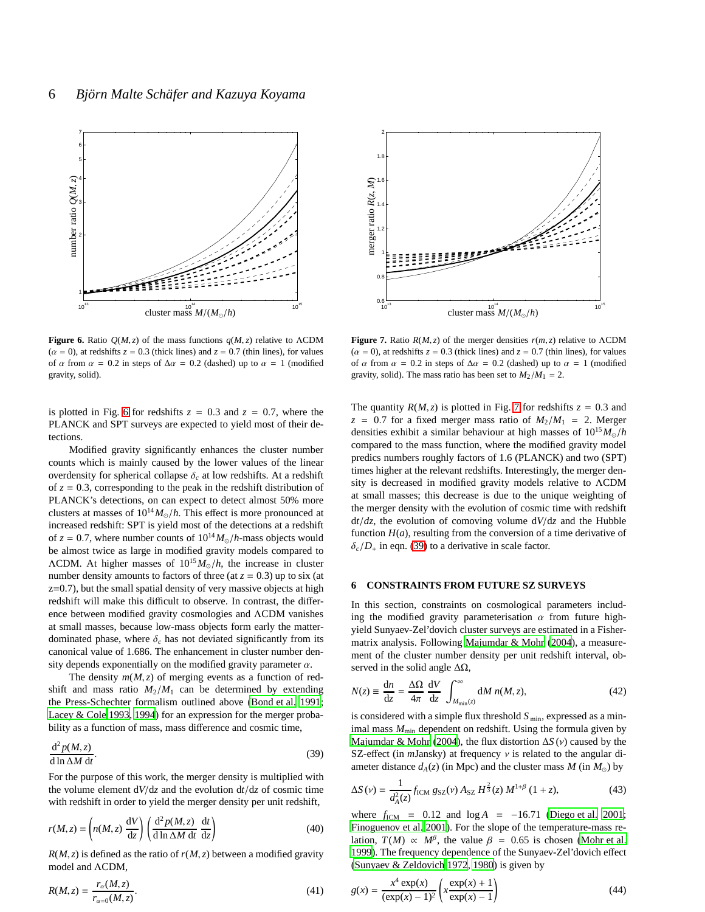**Figure 6.** Ratio $Q(M,z)$ of the mass functions $q(M,z)$ relative to ΛCDM ($\alpha = 0$), at redshifts $z = 0.3$ (thick lines) and $z = 0.7$ (thin lines), for values of $\alpha$ from $\alpha = 0.2$ in steps of $\Delta\alpha = 0.2$ (dashed) up to $\alpha = 1$ (modified gravity, solid).

**Figure 7.** Ratio $R(M,z)$ of the merger densities $r(m,z)$ relative to ΛCDM ($\alpha = 0$), at redshifts $z = 0.3$ (thick lines) and $z = 0.7$ (thin lines), for values of $\alpha$ from $\alpha = 0.2$ in steps of $\Delta\alpha = 0.2$ (dashed) up to $\alpha = 1$ (modified gravity, solid). The mass ratio has been set to $M_2/M_1 = 2$.

is plotted in Fig. 6 for redshifts $z = 0.3$ and $z = 0.7$, where the PLANCK and SPT surveys are expected to yield most of their detections.

Modified gravity significantly enhances the cluster number counts which is mainly caused by the lower values of the linear overdensity for spherical collapse $\delta_c$ at low redshifts. At a redshift of $z = 0.3$, corresponding to the peak in the redshift distribution of PLANCK's detections, on can expect to detect almost 50% more clusters at masses of $10^{14}M_{\odot}/h$. This effect is more pronounced at increased redshift: SPT is yield most of the detections at a redshift of $z = 0.7$, where number counts of $10^{14}M_{\odot}/h$-mass objects would be almost twice as large in modified gravity models compared to ΛCDM. At higher masses of $10^{15}M_{\odot}/h$, the increase in cluster number density amounts to factors of three (at $z = 0.3$) up to six (at z=0.7), but the small spatial density of very massive objects at high redshift will make this difficult to observe. In contrast, the difference between modified gravity cosmologies and ΛCDM vanishes at small masses, because low-mass objects form early the matter-dominated phase, where $\delta_c$ has not deviated significantly from its canonical value of 1.686. The enhancement in cluster number density depends exponentially on the modified gravity parameter $\alpha$.

The density $m(M,z)$ of merging events as a function of redshift and mass ratio $M_2/M_1$ can be determined by extending the Press-Schechter formalism outlined above (Bond et al. 1991; Lacey & Cole 1993, 1994) for an expression for the merger probability as a function of mass, mass difference and cosmic time,

$$\frac{\mathrm{d}^2 p(M,z)}{\mathrm{d}\ln\Delta M\;\mathrm{d}t}. \tag{39}$$

For the purpose of this work, the merger density is multiplied with the volume element $\mathrm{d}V/\mathrm{d}z$ and the evolution $\mathrm{d}t/\mathrm{d}z$ of cosmic time with redshift in order to yield the merger density per unit redshift,

$$r(M,z) = \left(n(M,z)\,\frac{\mathrm{d}V}{\mathrm{d}z}\right)\left(\frac{\mathrm{d}^2 p(M,z)}{\mathrm{d}\ln\Delta M\;\mathrm{d}t}\,\frac{\mathrm{d}t}{\mathrm{d}z}\right) \tag{40}$$

$R(M,z)$ is defined as the ratio of $r(M,z)$ between a modified gravity model and ΛCDM,

$$R(M,z) = \frac{r_\alpha(M,z)}{r_{\alpha=0}(M,z)}. \tag{41}$$

The quantity $R(M,z)$ is plotted in Fig. 7 for redshifts $z = 0.3$ and $z = 0.7$ for a fixed merger mass ratio of $M_2/M_1 = 2$. Merger densities exhibit a similar behaviour at high masses of $10^{15}M_{\odot}/h$ compared to the mass function, where the modified gravity model predics numbers roughly factors of 1.6 (PLANCK) and two (SPT) times higher at the relevant redshifts. Interestingly, the merger density is decreased in modified gravity models relative to ΛCDM at small masses; this decrease is due to the unique weighting of the merger density with the evolution of cosmic time with redshift $\mathrm{d}t/\mathrm{d}z$, the evolution of comoving volume $\mathrm{d}V/\mathrm{d}z$ and the Hubble function $H(a)$, resulting from the conversion of a time derivative of $\delta_c/D_+$ in eqn. (39) to a derivative in scale factor.

## 6 CONSTRAINTS FROM FUTURE SZ SURVEYS

In this section, constraints on cosmological parameters including the modified gravity parameterisation $\alpha$ from future high-yield Sunyaev-Zel'dovich cluster surveys are estimated in a Fisher-matrix analysis. Following Majumdar & Mohr (2004), a measurement of the cluster number density per unit redshift interval, observed in the solid angle $\Delta\Omega$,

$$N(z) \equiv \frac{\mathrm{d}n}{\mathrm{d}z} = \frac{\Delta\Omega}{4\pi}\,\frac{\mathrm{d}V}{\mathrm{d}z}\int_{M_{\min}(z)}^{\infty}\mathrm{d}M\;n(M,z), \tag{42}$$

is considered with a simple flux threshold $S_{\min}$, expressed as a minimal mass $M_{\min}$ dependent on redshift. Using the formula given by Majumdar & Mohr (2004), the flux distortion $\Delta S(\nu)$ caused by the SZ-effect (in $m$Jansky) at frequency $\nu$ is related to the angular diameter distance $d_A(z)$ (in Mpc) and the cluster mass $M$ (in $M_{\odot}$) by

$$\Delta S(\nu) = \frac{1}{d_A^2(z)}\,f_{\mathrm{ICM}}\,g_{\mathrm{SZ}}(\nu)\,A_{\mathrm{SZ}}\,H^{\frac{2}{3}}(z)\,M^{1+\beta}\,(1+z), \tag{43}$$

where $f_{\mathrm{ICM}} = 0.12$ and $\log A = -16.71$ (Diego et al. 2001; Finoguenov et al. 2001). For the slope of the temperature-mass relation, $T(M) \propto M^{\beta}$, the value $\beta = 0.65$ is chosen (Mohr et al. 1999). The frequency dependence of the Sunyaev-Zel'dovich effect (Sunyaev & Zeldovich 1972, 1980) is given by

$$g(x) = \frac{x^4\exp(x)}{(\exp(x)-1)^2}\left(x\,\frac{\exp(x)+1}{\exp(x)-1}\right) \tag{44}$$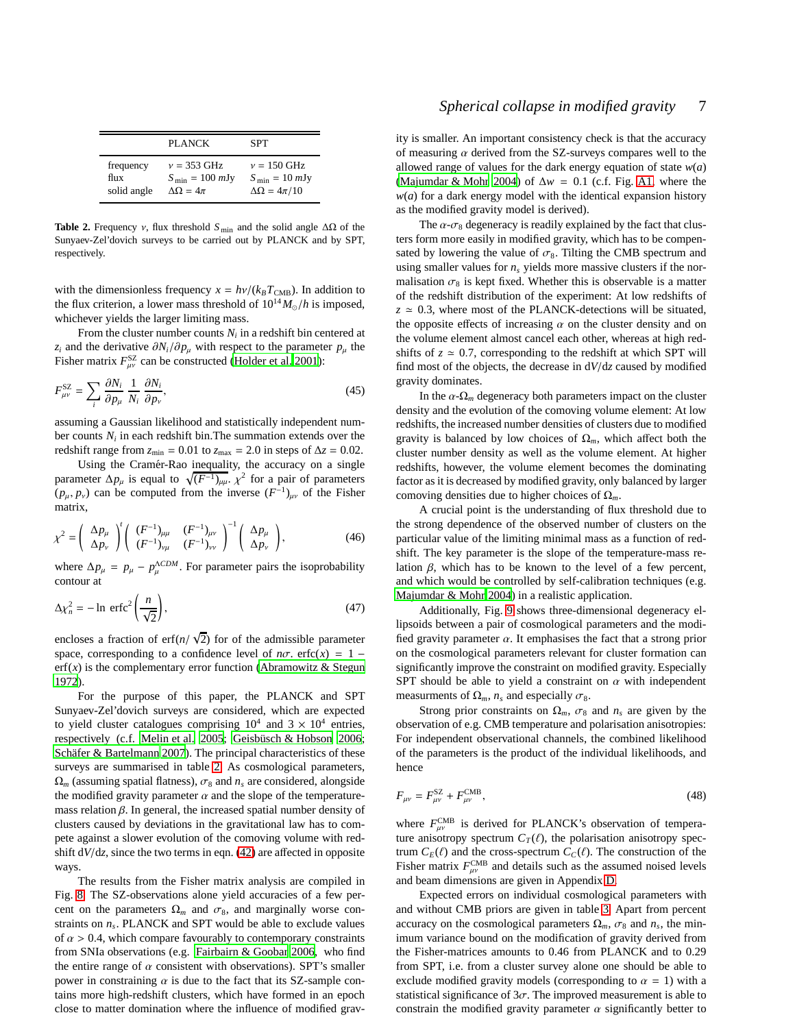| | PLANCK | SPT |
|---|---|---|
| frequency | $\nu = 353$ GHz | $\nu = 150$ GHz |
| flux | $S_{\min} = 100$ mJy | $S_{\min} = 10$ mJy |
| solid angle | $\Delta\Omega = 4\pi$ | $\Delta\Omega = 4\pi/10$ |

**Table 2.** Frequency $\nu$, flux threshold $S_{\min}$ and the solid angle $\Delta\Omega$ of the Sunyaev-Zel'dovich surveys to be carried out by PLANCK and by SPT, respectively.

with the dimensionless frequency $x = h\nu/(k_B T_{\mathrm{CMB}})$. In addition to the flux criterion, a lower mass threshold of $10^{14} M_\odot/h$ is imposed, whichever yields the larger limiting mass.

From the cluster number counts $N_i$ in a redshift bin centered at $z_i$ and the derivative $\partial N_i/\partial p_\mu$ with respect to the parameter $p_\mu$ the Fisher matrix $F^{\mathrm{SZ}}_{\mu\nu}$ can be constructed (Holder et al. 2001):

$$F^{\mathrm{SZ}}_{\mu\nu} = \sum_i \frac{\partial N_i}{\partial p_\mu}\,\frac{1}{N_i}\,\frac{\partial N_i}{\partial p_\nu}, \tag{45}$$

assuming a Gaussian likelihood and statistically independent number counts $N_i$ in each redshift bin.The summation extends over the redshift range from $z_{\min} = 0.01$ to $z_{\max} = 2.0$ in steps of $\Delta z = 0.02$.

Using the Cramér-Rao inequality, the accuracy on a single parameter $\Delta p_\mu$ is equal to $\sqrt{(F^{-1})_{\mu\mu}}$. $\chi^2$ for a pair of parameters $(p_\mu, p_\nu)$ can be computed from the inverse $(F^{-1})_{\mu\nu}$ of the Fisher matrix,

$$\chi^2 = \begin{pmatrix} \Delta p_\mu \\ \Delta p_\nu \end{pmatrix}^t \begin{pmatrix} (F^{-1})_{\mu\mu} & (F^{-1})_{\mu\nu} \\ (F^{-1})_{\nu\mu} & (F^{-1})_{\nu\nu} \end{pmatrix}^{-1} \begin{pmatrix} \Delta p_\mu \\ \Delta p_\nu \end{pmatrix}, \tag{46}$$

where $\Delta p_\mu = p_\mu - p_\mu^{\Lambda CDM}$. For parameter pairs the isoprobability contour at

$$\Delta\chi^2_n = -\ln \mathrm{erfc}^2\left(\frac{n}{\sqrt{2}}\right), \tag{47}$$

encloses a fraction of $\mathrm{erf}(n/\sqrt{2})$ for of the admissible parameter space, corresponding to a confidence level of $n\sigma$. $\mathrm{erfc}(x) = 1 - \mathrm{erf}(x)$ is the complementary error function (Abramowitz & Stegun 1972).

For the purpose of this paper, the PLANCK and SPT Sunyaev-Zel'dovich surveys are considered, which are expected to yield cluster catalogues comprising $10^4$ and $3 \times 10^4$ entries, respectively (c.f. Melin et al. 2005; Geisbüsch & Hobson 2006; Schäfer & Bartelmann 2007). The principal characteristics of these surveys are summarised in table 2. As cosmological parameters, $\Omega_m$ (assuming spatial flatness), $\sigma_8$ and $n_s$ are considered, alongside the modified gravity parameter $\alpha$ and the slope of the temperature-mass relation $\beta$. In general, the increased spatial number density of clusters caused by deviations in the gravitational law has to compete against a slower evolution of the comoving volume with redshift $\mathrm{d}V/\mathrm{d}z$, since the two terms in eqn. (42) are affected in opposite ways.

The results from the Fisher matrix analysis are compiled in Fig. 8. The SZ-observations alone yield accuracies of a few percent on the parameters $\Omega_m$ and $\sigma_8$, and marginally worse constraints on $n_s$. PLANCK and SPT would be able to exclude values of $\alpha > 0.4$, which compare favourably to contemporary constraints from SNIa observations (e.g. Fairbairn & Goobar 2006, who find the entire range of $\alpha$ consistent with observations). SPT's smaller power in constraining $\alpha$ is due to the fact that its SZ-sample contains more high-redshift clusters, which have formed in an epoch close to matter domination where the influence of modified gravity is smaller. An important consistency check is that the accuracy of measuring $\alpha$ derived from the SZ-surveys compares well to the allowed range of values for the dark energy equation of state $w(a)$ (Majumdar & Mohr 2004) of $\Delta w = 0.1$ (c.f. Fig. A1, where the $w(a)$ for a dark energy model with the identical expansion history as the modified gravity model is derived).

The $\alpha$-$\sigma_8$ degeneracy is readily explained by the fact that clusters form more easily in modified gravity, which has to be compensated by lowering the value of $\sigma_8$. Tilting the CMB spectrum and using smaller values for $n_s$ yields more massive clusters if the normalisation $\sigma_8$ is kept fixed. Whether this is observable is a matter of the redshift distribution of the experiment: At low redshifts of $z \simeq 0.3$, where most of the PLANCK-detections will be situated, the opposite effects of increasing $\alpha$ on the cluster density and on the volume element almost cancel each other, whereas at high redshifts of $z \simeq 0.7$, corresponding to the redshift at which SPT will find most of the objects, the decrease in $\mathrm{d}V/\mathrm{d}z$ caused by modified gravity dominates.

In the $\alpha$-$\Omega_m$ degeneracy both parameters impact on the cluster density and the evolution of the comoving volume element: At low redshifts, the increased number densities of clusters due to modified gravity is balanced by low choices of $\Omega_m$, which affect both the cluster number density as well as the volume element. At higher redshifts, however, the volume element becomes the dominating factor as it is decreased by modified gravity, only balanced by larger comoving densities due to higher choices of $\Omega_m$.

A crucial point is the understanding of flux threshold due to the strong dependence of the observed number of clusters on the particular value of the limiting minimal mass as a function of redshift. The key parameter is the slope of the temperature-mass relation $\beta$, which has to be known to the level of a few percent, and which would be controlled by self-calibration techniques (e.g. Majumdar & Mohr 2004) in a realistic application.

Additionally, Fig. 9 shows three-dimensional degeneracy ellipsoids between a pair of cosmological parameters and the modified gravity parameter $\alpha$. It emphasises the fact that a strong prior on the cosmological parameters relevant for cluster formation can significantly improve the constraint on modified gravity. Especially SPT should be able to yield a constraint on $\alpha$ with independent measurements of $\Omega_m$, $n_s$ and especially $\sigma_8$.

Strong prior constraints on $\Omega_m$, $\sigma_8$ and $n_s$ are given by the observation of e.g. CMB temperature and polarisation anisotropies: For independent observational channels, the combined likelihood of the parameters is the product of the individual likelihoods, and hence

$$F_{\mu\nu} = F^{\mathrm{SZ}}_{\mu\nu} + F^{\mathrm{CMB}}_{\mu\nu}, \tag{48}$$

where $F^{\mathrm{CMB}}_{\mu\nu}$ is derived for PLANCK's observation of temperature anisotropy spectrum $C_T(\ell)$, the polarisation anisotropy spectrum $C_E(\ell)$ and the cross-spectrum $C_C(\ell)$. The construction of the Fisher matrix $F^{\mathrm{CMB}}_{\mu\nu}$ and details such as the assumed noised levels and beam dimensions are given in Appendix D.

Expected errors on individual cosmological parameters with and without CMB priors are given in table 3. Apart from percent accuracy on the cosmological parameters $\Omega_m$, $\sigma_8$ and $n_s$, the minimum variance bound on the modification of gravity derived from the Fisher-matrices amounts to 0.46 from PLANCK and to 0.29 from SPT, i.e. from a cluster survey alone one should be able to exclude modified gravity models (corresponding to $\alpha = 1$) with a statistical significance of $3\sigma$. The improved measurement is able to constrain the modified gravity parameter $\alpha$ significantly better to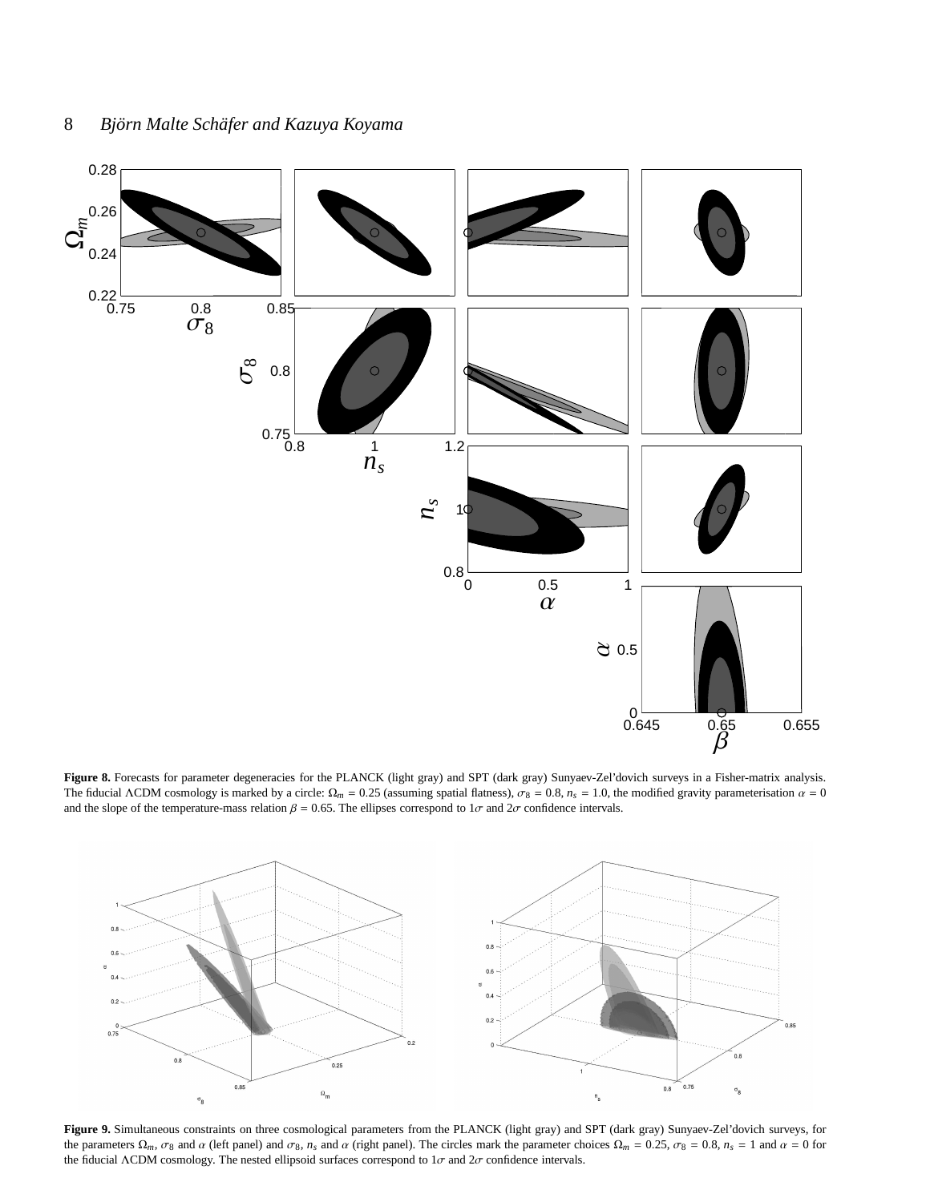**Figure 8.** Forecasts for parameter degeneracies for the PLANCK (light gray) and SPT (dark gray) Sunyaev-Zel'dovich surveys in a Fisher-matrix analysis. The fiducial ΛCDM cosmology is marked by a circle: $\Omega_m = 0.25$ (assuming spatial flatness), $\sigma_8 = 0.8$, $n_s = 1.0$, the modified gravity parameterisation $\alpha = 0$ and the slope of the temperature-mass relation $\beta = 0.65$. The ellipses correspond to $1\sigma$ and $2\sigma$ confidence intervals.

**Figure 9.** Simultaneous constraints on three cosmological parameters from the PLANCK (light gray) and SPT (dark gray) Sunyaev-Zel'dovich surveys, for the parameters $\Omega_m$, $\sigma_8$ and $\alpha$ (left panel) and $\sigma_8$, $n_s$ and $\alpha$ (right panel). The circles mark the parameter choices $\Omega_m = 0.25$, $\sigma_8 = 0.8$, $n_s = 1$ and $\alpha = 0$ for the fiducial ΛCDM cosmology. The nested ellipsoid surfaces correspond to $1\sigma$ and $2\sigma$ confidence intervals.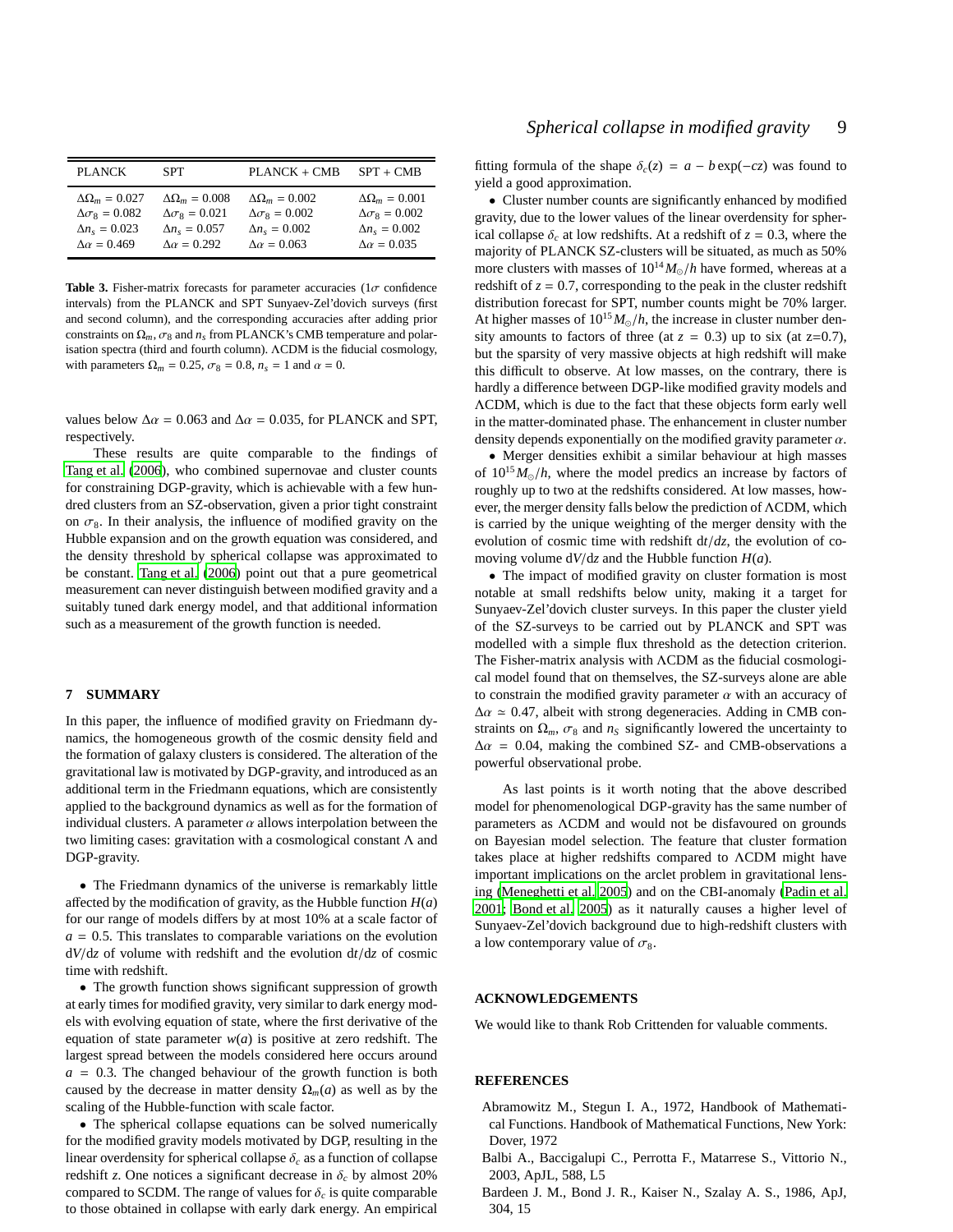| PLANCK | SPT | PLANCK + CMB | SPT + CMB |
|---|---|---|---|
| $\Delta\Omega_m = 0.027$ | $\Delta\Omega_m = 0.008$ | $\Delta\Omega_m = 0.002$ | $\Delta\Omega_m = 0.001$ |
| $\Delta\sigma_8 = 0.082$ | $\Delta\sigma_8 = 0.021$ | $\Delta\sigma_8 = 0.002$ | $\Delta\sigma_8 = 0.002$ |
| $\Delta n_s = 0.023$ | $\Delta n_s = 0.057$ | $\Delta n_s = 0.002$ | $\Delta n_s = 0.002$ |
| $\Delta\alpha = 0.469$ | $\Delta\alpha = 0.292$ | $\Delta\alpha = 0.063$ | $\Delta\alpha = 0.035$ |

**Table 3.** Fisher-matrix forecasts for parameter accuracies ($1\sigma$ confidence intervals) from the PLANCK and SPT Sunyaev-Zel'dovich surveys (first and second column), and the corresponding accuracies after adding prior constraints on $\Omega_m$, $\sigma_8$ and $n_s$ from PLANCK's CMB temperature and polarisation spectra (third and fourth column). ΛCDM is the fiducial cosmology, with parameters $\Omega_m = 0.25$, $\sigma_8 = 0.8$, $n_s = 1$ and $\alpha = 0$.

values below $\Delta\alpha = 0.063$ and $\Delta\alpha = 0.035$, for PLANCK and SPT, respectively.

These results are quite comparable to the findings of Tang et al. (2006), who combined supernovae and cluster counts for constraining DGP-gravity, which is achievable with a few hundred clusters from an SZ-observation, given a prior tight constraint on $\sigma_8$. In their analysis, the influence of modified gravity on the Hubble expansion and on the growth equation was considered, and the density threshold by spherical collapse was approximated to be constant. Tang et al. (2006) point out that a pure geometrical measurement can never distinguish between modified gravity and a suitably tuned dark energy model, and that additional information such as a measurement of the growth function is needed.

## 7 SUMMARY

In this paper, the influence of modified gravity on Friedmann dynamics, the homogeneous growth of the cosmic density field and the formation of galaxy clusters is considered. The alteration of the gravitational law is motivated by DGP-gravity, and introduced as an additional term in the Friedmann equations, which are consistently applied to the background dynamics as well as for the formation of individual clusters. A parameter $\alpha$ allows interpolation between the two limiting cases: gravitation with a cosmological constant Λ and DGP-gravity.

- The Friedmann dynamics of the universe is remarkably little affected by the modification of gravity, as the Hubble function $H(a)$ for our range of models differs by at most 10% at a scale factor of $a = 0.5$. This translates to comparable variations on the evolution $\mathrm{d}V/\mathrm{d}z$ of volume with redshift and the evolution $\mathrm{d}t/\mathrm{d}z$ of cosmic time with redshift.
- The growth function shows significant suppression of growth at early times for modified gravity, very similar to dark energy models with evolving equation of state, where the first derivative of the equation of state parameter $w(a)$ is positive at zero redshift. The largest spread between the models considered here occurs around $a = 0.3$. The changed behaviour of the growth function is both caused by the decrease in matter density $\Omega_m(a)$ as well as by the scaling of the Hubble-function with scale factor.
- The spherical collapse equations can be solved numerically for the modified gravity models motivated by DGP, resulting in the linear overdensity for spherical collapse $\delta_c$ as a function of collapse redshift $z$. One notices a significant decrease in $\delta_c$ by almost 20% compared to SCDM. The range of values for $\delta_c$ is quite comparable to those obtained in collapse with early dark energy. An empirical fitting formula of the shape $\delta_c(z) = a - b\exp(-cz)$ was found to yield a good approximation.
- Cluster number counts are significantly enhanced by modified gravity, due to the lower values of the linear overdensity for spherical collapse $\delta_c$ at low redshifts. At a redshift of $z = 0.3$, where the majority of PLANCK SZ-clusters will be situated, as much as 50% more clusters with masses of $10^{14} M_\odot/h$ have formed, whereas at a redshift of $z = 0.7$, corresponding to the peak in the cluster redshift distribution forecast for SPT, number counts might be 70% larger. At higher masses of $10^{15} M_\odot/h$, the increase in cluster number density amounts to factors of three (at $z = 0.3$) up to six (at z=0.7), but the sparsity of very massive objects at high redshift will make this difficult to observe. At low masses, on the contrary, there is hardly a difference between DGP-like modified gravity models and ΛCDM, which is due to the fact that these objects form early well in the matter-dominated phase. The enhancement in cluster number density depends exponentially on the modified gravity parameter $\alpha$.
- Merger densities exhibit a similar behaviour at high masses of $10^{15} M_\odot/h$, where the model predics an increase by factors of roughly up to two at the redshifts considered. At low masses, however, the merger density falls below the prediction of ΛCDM, which is carried by the unique weighting of the merger density with the evolution of cosmic time with redshift $\mathrm{d}t/\mathrm{d}z$, the evolution of comoving volume $\mathrm{d}V/\mathrm{d}z$ and the Hubble function $H(a)$.
- The impact of modified gravity on cluster formation is most notable at small redshifts below unity, making it a target for Sunyaev-Zel'dovich cluster surveys. In this paper the cluster yield of the SZ-surveys to be carried out by PLANCK and SPT was modelled with a simple flux threshold as the detection criterion. The Fisher-matrix analysis with ΛCDM as the fiducial cosmological model found that on themselves, the SZ-surveys alone are able to constrain the modified gravity parameter $\alpha$ with an accuracy of $\Delta\alpha \simeq 0.47$, albeit with strong degeneracies. Adding in CMB constraints on $\Omega_m$, $\sigma_8$ and $n_S$ significantly lowered the uncertainty to $\Delta\alpha = 0.04$, making the combined SZ- and CMB-observations a powerful observational probe.

As last points is it worth noting that the above described model for phenomenological DGP-gravity has the same number of parameters as ΛCDM and would not be disfavoured on grounds on Bayesian model selection. The feature that cluster formation takes place at higher redshifts compared to ΛCDM might have important implications on the arclet problem in gravitational lensing (Meneghetti et al. 2005) and on the CBI-anomaly (Padin et al. 2001; Bond et al. 2005) as it naturally causes a higher level of Sunyaev-Zel'dovich background due to high-redshift clusters with a low contemporary value of $\sigma_8$.

## ACKNOWLEDGEMENTS

We would like to thank Rob Crittenden for valuable comments.

## REFERENCES

Abramowitz M., Stegun I. A., 1972, Handbook of Mathematical Functions. Handbook of Mathematical Functions, New York: Dover, 1972

Balbi A., Baccigalupi C., Perrotta F., Matarrese S., Vittorio N., 2003, ApJL, 588, L5

Bardeen J. M., Bond J. R., Kaiser N., Szalay A. S., 1986, ApJ, 304, 15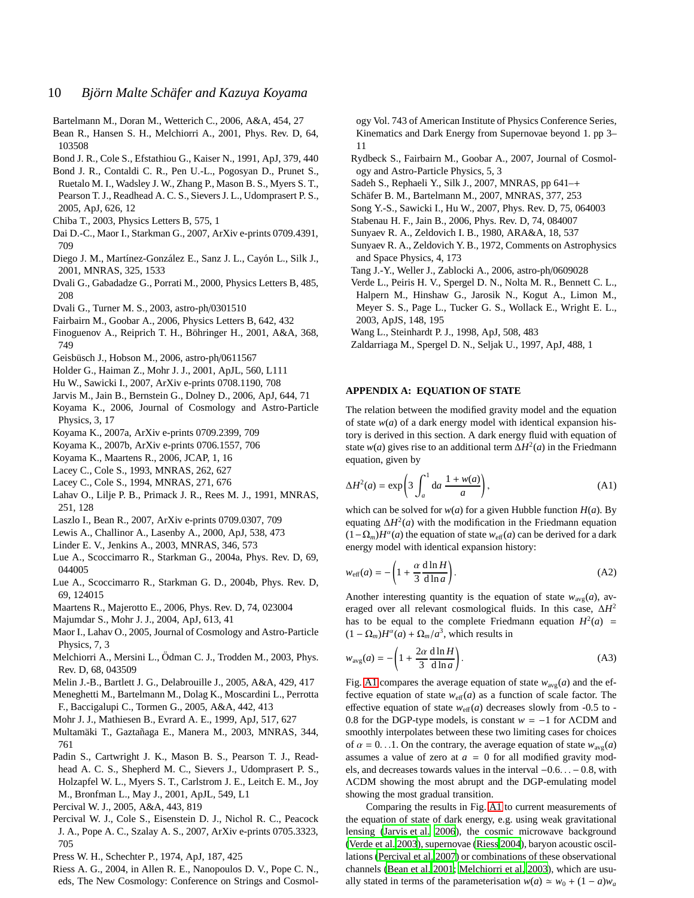Bartelmann M., Doran M., Wetterich C., 2006, A&A, 454, 27

Bean R., Hansen S. H., Melchiorri A., 2001, Phys. Rev. D, 64, 103508

Bond J. R., Cole S., Efstathiou G., Kaiser N., 1991, ApJ, 379, 440

Bond J. R., Contaldi C. R., Pen U.-L., Pogosyan D., Prunet S., Ruetalo M. I., Wadsley J. W., Zhang P., Mason B. S., Myers S. T., Pearson T. J., Readhead A. C. S., Sievers J. L., Udomprasert P. S., 2005, ApJ, 626, 12

Chiba T., 2003, Physics Letters B, 575, 1

Dai D.-C., Maor I., Starkman G., 2007, ArXiv e-prints 0709.4391, 709

Diego J. M., Martínez-González E., Sanz J. L., Cayón L., Silk J., 2001, MNRAS, 325, 1533

Dvali G., Gabadadze G., Porrati M., 2000, Physics Letters B, 485, 208

Dvali G., Turner M. S., 2003, astro-ph/0301510

Fairbairn M., Goobar A., 2006, Physics Letters B, 642, 432

Finoguenov A., Reiprich T. H., Böhringer H., 2001, A&A, 368, 749

Geisbüsch J., Hobson M., 2006, astro-ph/0611567

Holder G., Haiman Z., Mohr J. J., 2001, ApJL, 560, L111

Hu W., Sawicki I., 2007, ArXiv e-prints 0708.1190, 708

Jarvis M., Jain B., Bernstein G., Dolney D., 2006, ApJ, 644, 71

Koyama K., 2006, Journal of Cosmology and Astro-Particle Physics, 3, 17

Koyama K., 2007a, ArXiv e-prints 0709.2399, 709

Koyama K., 2007b, ArXiv e-prints 0706.1557, 706

Koyama K., Maartens R., 2006, JCAP, 1, 16

Lacey C., Cole S., 1993, MNRAS, 262, 627

Lacey C., Cole S., 1994, MNRAS, 271, 676

Lahav O., Lilje P. B., Primack J. R., Rees M. J., 1991, MNRAS, 251, 128

Laszlo I., Bean R., 2007, ArXiv e-prints 0709.0307, 709

Lewis A., Challinor A., Lasenby A., 2000, ApJ, 538, 473

Linder E. V., Jenkins A., 2003, MNRAS, 346, 573

Lue A., Scoccimarro R., Starkman G., 2004a, Phys. Rev. D, 69, 044005

Lue A., Scoccimarro R., Starkman G. D., 2004b, Phys. Rev. D, 69, 124015

Maartens R., Majerotto E., 2006, Phys. Rev. D, 74, 023004

Majumdar S., Mohr J. J., 2004, ApJ, 613, 41

Maor I., Lahav O., 2005, Journal of Cosmology and Astro-Particle Physics, 7, 3

Melchiorri A., Mersini L., Ödman C. J., Trodden M., 2003, Phys. Rev. D, 68, 043509

Melin J.-B., Bartlett J. G., Delabrouille J., 2005, A&A, 429, 417

Meneghetti M., Bartelmann M., Dolag K., Moscardini L., Perrotta F., Baccigalupi C., Tormen G., 2005, A&A, 442, 413

Mohr J. J., Mathiesen B., Evrard A. E., 1999, ApJ, 517, 627

Multamäki T., Gaztañaga E., Manera M., 2003, MNRAS, 344, 761

Padin S., Cartwright J. K., Mason B. S., Pearson T. J., Readhead A. C. S., Shepherd M. C., Sievers J., Udomprasert P. S., Holzapfel W. L., Myers S. T., Carlstrom J. E., Leitch E. M., Joy M., Bronfman L., May J., 2001, ApJL, 549, L1

Percival W. J., 2005, A&A, 443, 819

Percival W. J., Cole S., Eisenstein D. J., Nichol R. C., Peacock J. A., Pope A. C., Szalay A. S., 2007, ArXiv e-prints 0705.3323, 705

Press W. H., Schechter P., 1974, ApJ, 187, 425

Riess A. G., 2004, in Allen R. E., Nanopoulos D. V., Pope C. N., eds, The New Cosmology: Conference on Strings and Cosmology Vol. 743 of American Institute of Physics Conference Series, Kinematics and Dark Energy from Supernovae beyond 1. pp 3–11

Rydbeck S., Fairbairn M., Goobar A., 2007, Journal of Cosmology and Astro-Particle Physics, 5, 3

Sadeh S., Rephaeli Y., Silk J., 2007, MNRAS, pp 641–+

Schäfer B. M., Bartelmann M., 2007, MNRAS, 377, 253

Song Y.-S., Sawicki I., Hu W., 2007, Phys. Rev. D, 75, 064003

Stabenau H. F., Jain B., 2006, Phys. Rev. D, 74, 084007

Sunyaev R. A., Zeldovich I. B., 1980, ARA&A, 18, 537

Sunyaev R. A., Zeldovich Y. B., 1972, Comments on Astrophysics and Space Physics, 4, 173

Tang J.-Y., Weller J., Zablocki A., 2006, astro-ph/0609028

Verde L., Peiris H. V., Spergel D. N., Nolta M. R., Bennett C. L., Halpern M., Hinshaw G., Jarosik N., Kogut A., Limon M., Meyer S. S., Page L., Tucker G. S., Wollack E., Wright E. L., 2003, ApJS, 148, 195

Wang L., Steinhardt P. J., 1998, ApJ, 508, 483

Zaldarriaga M., Spergel D. N., Seljak U., 1997, ApJ, 488, 1

## APPENDIX A: EQUATION OF STATE

The relation between the modified gravity model and the equation of state $w(a)$ of a dark energy model with identical expansion history is derived in this section. A dark energy fluid with equation of state $w(a)$ gives rise to an additional term $\Delta H^2(a)$ in the Friedmann equation, given by

$$\Delta H^2(a) = \exp\left(3\int_a^1 \mathrm{d}a\,\frac{1+w(a)}{a}\right), \tag{A1}$$

which can be solved for $w(a)$ for a given Hubble function $H(a)$. By equating $\Delta H^2(a)$ with the modification in the Friedmann equation $(1-\Omega_m)H^\alpha(a)$ the equation of state $w_\mathrm{eff}(a)$ can be derived for a dark energy model with identical expansion history:

$$w_\mathrm{eff}(a) = -\left(1 + \frac{\alpha}{3}\frac{\mathrm{d}\ln H}{\mathrm{d}\ln a}\right). \tag{A2}$$

Another interesting quantity is the equation of state $w_\mathrm{avg}(a)$, averaged over all relevant cosmological fluids. In this case, $\Delta H^2$ has to be equal to the complete Friedmann equation $H^2(a) = (1-\Omega_m)H^\alpha(a) + \Omega_m/a^3$, which results in

$$w_\mathrm{avg}(a) = -\left(1 + \frac{2\alpha}{3}\frac{\mathrm{d}\ln H}{\mathrm{d}\ln a}\right). \tag{A3}$$

Fig. A1 compares the average equation of state $w_\mathrm{avg}(a)$ and the effective equation of state $w_\mathrm{eff}(a)$ as a function of scale factor. The effective equation of state $w_\mathrm{eff}(a)$ decreases slowly from -0.5 to -0.8 for the DGP-type models, is constant $w = -1$ for ΛCDM and smoothly interpolates between these two limiting cases for choices of $\alpha = 0\ldots1$. On the contrary, the average equation of state $w_\mathrm{avg}(a)$ assumes a value of zero at $a = 0$ for all modified gravity models, and decreases towards values in the interval $-0.6\ldots-0.8$, with ΛCDM showing the most abrupt and the DGP-emulating model showing the most gradual transition.

Comparing the results in Fig. A1 to current measurements of the equation of state of dark energy, e.g. using weak gravitational lensing (Jarvis et al. 2006), the cosmic microwave background (Verde et al. 2003), supernovae (Riess 2004), baryon acoustic oscillations (Percival et al. 2007) or combinations of these observational channels (Bean et al. 2001; Melchiorri et al. 2003), which are usually stated in terms of the parameterisation $w(a) \simeq w_0 + (1-a)w_a$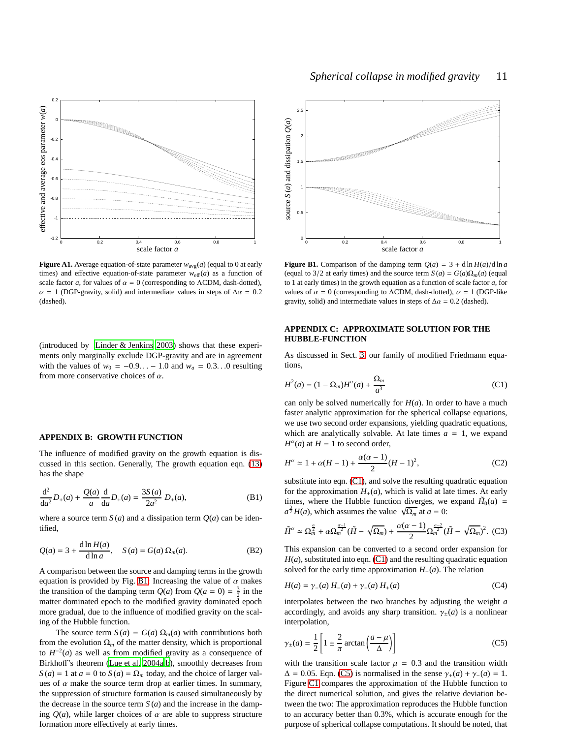**Figure A1.** Average equation-of-state parameter $w_{\mathrm{avg}}(a)$ (equal to 0 at early times) and effective equation-of-state parameter $w_{\mathrm{eff}}(a)$ as a function of scale factor $a$, for values of $\alpha = 0$ (corresponding to ΛCDM, dash-dotted), $\alpha = 1$ (DGP-gravity, solid) and intermediate values in steps of $\Delta\alpha = 0.2$ (dashed).

**Figure B1.** Comparison of the damping term $Q(a) = 3 + \mathrm{d}\ln H(a)/\mathrm{d}\ln a$ (equal to 3/2 at early times) and the source term $S(a) = G(a)\Omega_m(a)$ (equal to 1 at early times) in the growth equation as a function of scale factor $a$, for values of $\alpha = 0$ (corresponding to ΛCDM, dash-dotted), $\alpha = 1$ (DGP-like gravity, solid) and intermediate values in steps of $\Delta\alpha = 0.2$ (dashed).

(introduced by Linder & Jenkins 2003) shows that these experiments only marginally exclude DGP-gravity and are in agreement with the values of $w_0 = -0.9\ldots-1.0$ and $w_a = 0.3\ldots0$ resulting from more conservative choices of $\alpha$.

## APPENDIX B: GROWTH FUNCTION

The influence of modified gravity on the growth equation is discussed in this section. Generally, The growth equation eqn. (13) has the shape

$$\frac{\mathrm{d}^2}{\mathrm{d}a^2}D_+(a) + \frac{Q(a)}{a}\frac{\mathrm{d}}{\mathrm{d}a}D_+(a) = \frac{3S(a)}{2a^2}\,D_+(a), \tag{B1}$$

where a source term $S(a)$ and a dissipation term $Q(a)$ can be identified,

$$Q(a) = 3 + \frac{\mathrm{d}\ln H(a)}{\mathrm{d}\ln a}, \quad S(a) = G(a)\,\Omega_m(a). \tag{B2}$$

A comparison between the source and damping terms in the growth equation is provided by Fig. B1. Increasing the value of $\alpha$ makes the transition of the damping term $Q(a)$ from $Q(a=0) = \frac{3}{2}$ in the matter dominated epoch to the modified gravity dominated epoch more gradual, due to the influence of modified gravity on the scaling of the Hubble function.

The source term $S(a) = G(a)\,\Omega_m(a)$ with contributions both from the evolution $\Omega_m$ of the matter density, which is proportional to $H^{-2}(a)$ as well as from modified gravity as a consequence of Birkhoff's theorem (Lue et al. 2004a,b), smoothly decreases from $S(a) = 1$ at $a = 0$ to $S(a) = \Omega_m$ today, and the choice of larger values of $\alpha$ make the source term drop at earlier times. In summary, the suppression of structure formation is caused simultaneously by the decrease in the source term $S(a)$ and the increase in the damping $Q(a)$, while larger choices of $\alpha$ are able to suppress structure formation more effectively at early times.

## APPENDIX C: APPROXIMATE SOLUTION FOR THE HUBBLE-FUNCTION

As discussed in Sect. 3, our family of modified Friedmann equations,

$$H^2(a) = (1-\Omega_m)H^\alpha(a) + \frac{\Omega_m}{a^3} \tag{C1}$$

can only be solved numerically for $H(a)$. In order to have a much faster analytic approximation for the spherical collapse equations, we use two second order expansions, yielding quadratic equations, which are analytically solvable. At late times $a = 1$, we expand $H^\alpha(a)$ at $H = 1$ to second order,

$$H^\alpha \simeq 1 + \alpha(H-1) + \frac{\alpha(\alpha-1)}{2}(H-1)^2, \tag{C2}$$

substitute into eqn. (C1), and solve the resulting quadratic equation for the approximation $H_+(a)$, which is valid at late times. At early times, where the Hubble function diverges, we expand $\tilde{H}_0(a) = a^{\frac{3}{2}}H(a)$, which assumes the value $\sqrt{\Omega_m}$ at $a = 0$:

$$\tilde{H}^\alpha \simeq \Omega_m^{\frac{\alpha}{2}} + \alpha\Omega_m^{\frac{\alpha-1}{2}}(\tilde{H}-\sqrt{\Omega_m}) + \frac{\alpha(\alpha-1)}{2}\Omega_m^{\frac{\alpha-2}{2}}(\tilde{H}-\sqrt{\Omega_m})^2. \tag{C3}$$

This expansion can be converted to a second order expansion for $H(a)$, substituted into eqn. (C1) and the resulting quadratic equation solved for the early time approximation $H_-(a)$. The relation

$$H(a) = \gamma_-(a)\,H_-(a) + \gamma_+(a)\,H_+(a) \tag{C4}$$

interpolates between the two branches by adjusting the weight $a$ accordingly, and avoids any sharp transition. $\gamma_\pm(a)$ is a nonlinear interpolation,

$$\gamma_\pm(a) = \frac{1}{2}\left[1 \pm \frac{2}{\pi}\arctan\left(\frac{a-\mu}{\Delta}\right)\right] \tag{C5}$$

with the transition scale factor $\mu = 0.3$ and the transition width $\Delta = 0.05$. Eqn. (C5) is normalised in the sense $\gamma_+(a) + \gamma_-(a) = 1$. Figure C1 compares the approximation of the Hubble function to the direct numerical solution, and gives the relative deviation between the two: The approximation reproduces the Hubble function to an accuracy better than 0.3%, which is accurate enough for the purpose of spherical collapse computations. It should be noted, that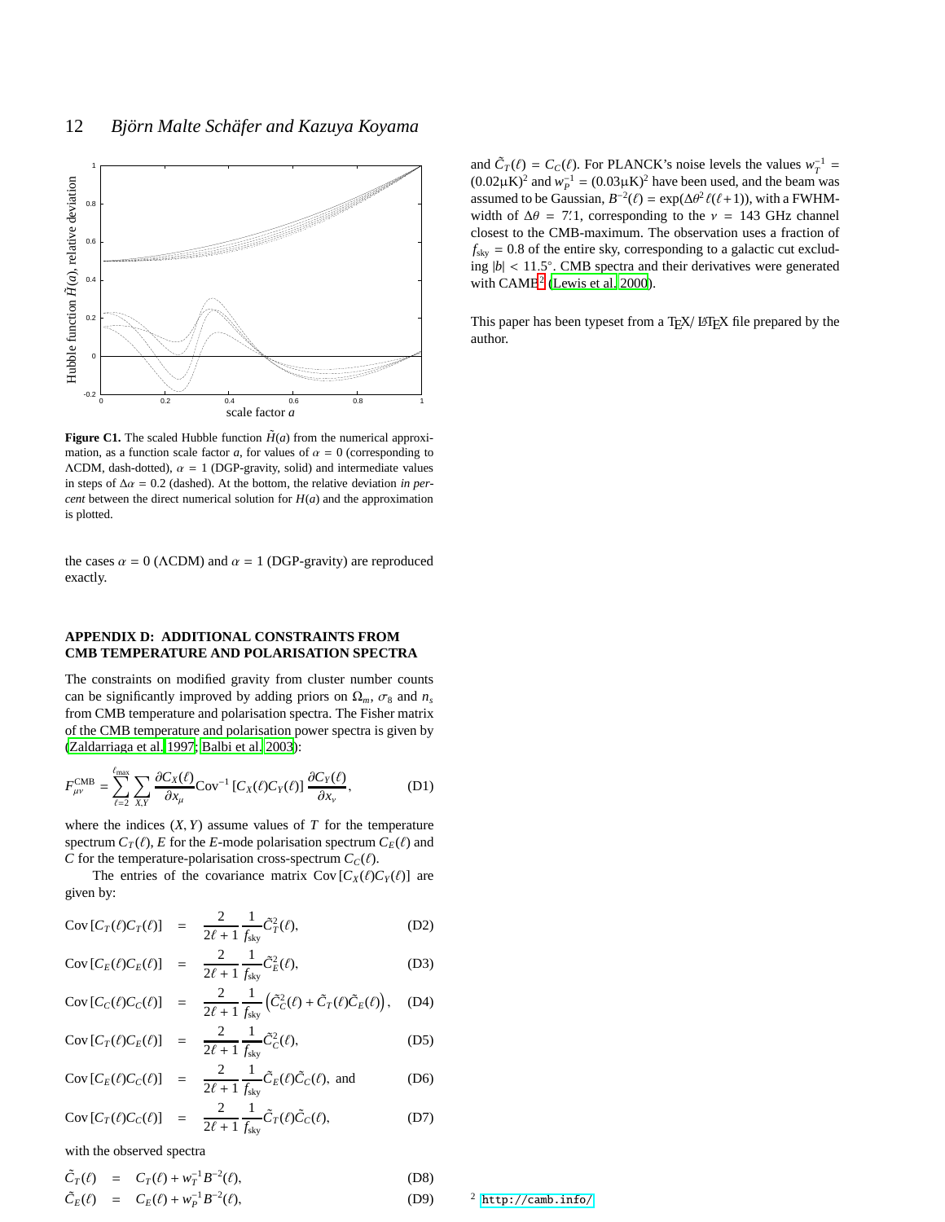1
0.8
0.6
0.4
0.2
0
-0.2
0 0.2 0.4 0.6 0.8 1
Hubble function $\tilde{H}(a)$, relative deviation
scale factor $a$

**Figure C1.** The scaled Hubble function $\tilde{H}(a)$ from the numerical approximation, as a function scale factor $a$, for values of $\alpha = 0$ (corresponding to ΛCDM, dash-dotted), $\alpha = 1$ (DGP-gravity, solid) and intermediate values in steps of $\Delta\alpha = 0.2$ (dashed). At the bottom, the relative deviation *in percent* between the direct numerical solution for $H(a)$ and the approximation is plotted.

the cases $\alpha = 0$ (ΛCDM) and $\alpha = 1$ (DGP-gravity) are reproduced exactly.

## APPENDIX D: ADDITIONAL CONSTRAINTS FROM CMB TEMPERATURE AND POLARISATION SPECTRA

The constraints on modified gravity from cluster number counts can be significantly improved by adding priors on $\Omega_m$, $\sigma_8$ and $n_s$ from CMB temperature and polarisation spectra. The Fisher matrix of the CMB temperature and polarisation power spectra is given by (Zaldarriaga et al. 1997; Balbi et al. 2003):

$$F_{\mu\nu}^{\mathrm{CMB}} = \sum_{\ell=2}^{\ell_{\max}} \sum_{X,Y} \frac{\partial C_X(\ell)}{\partial x_\mu} \mathrm{Cov}^{-1}\left[C_X(\ell) C_Y(\ell)\right] \frac{\partial C_Y(\ell)}{\partial x_\nu}, \tag{D1}$$

where the indices $(X, Y)$ assume values of $T$ for the temperature spectrum $C_T(\ell)$, $E$ for the $E$-mode polarisation spectrum $C_E(\ell)$ and $C$ for the temperature-polarisation cross-spectrum $C_C(\ell)$.

The entries of the covariance matrix $\mathrm{Cov}\left[C_X(\ell) C_Y(\ell)\right]$ are given by:

$$\mathrm{Cov}\left[C_T(\ell) C_T(\ell)\right] = \frac{2}{2\ell+1} \frac{1}{f_{\mathrm{sky}}} \tilde{C}_T^2(\ell), \tag{D2}$$

$$\mathrm{Cov}\left[C_E(\ell) C_E(\ell)\right] = \frac{2}{2\ell+1} \frac{1}{f_{\mathrm{sky}}} \tilde{C}_E^2(\ell), \tag{D3}$$

$$\mathrm{Cov}\left[C_C(\ell) C_C(\ell)\right] = \frac{2}{2\ell+1} \frac{1}{f_{\mathrm{sky}}} \left(\tilde{C}_C^2(\ell) + \tilde{C}_T(\ell)\tilde{C}_E(\ell)\right), \tag{D4}$$

$$\mathrm{Cov}\left[C_T(\ell) C_E(\ell)\right] = \frac{2}{2\ell+1} \frac{1}{f_{\mathrm{sky}}} \tilde{C}_C^2(\ell), \tag{D5}$$

$$\mathrm{Cov}\left[C_E(\ell) C_C(\ell)\right] = \frac{2}{2\ell+1} \frac{1}{f_{\mathrm{sky}}} \tilde{C}_E(\ell)\tilde{C}_C(\ell), \text{ and} \tag{D6}$$

$$\mathrm{Cov}\left[C_T(\ell) C_C(\ell)\right] = \frac{2}{2\ell+1} \frac{1}{f_{\mathrm{sky}}} \tilde{C}_T(\ell)\tilde{C}_C(\ell), \tag{D7}$$

with the observed spectra

$$\tilde{C}_T(\ell) = C_T(\ell) + w_T^{-1} B^{-2}(\ell), \tag{D8}$$

$$\tilde{C}_E(\ell) = C_E(\ell) + w_P^{-1} B^{-2}(\ell), \tag{D9}$$

and $\tilde{C}_T(\ell) = C_C(\ell)$. For PLANCK's noise levels the values $w_T^{-1} = (0.02\mu\mathrm{K})^2$ and $w_P^{-1} = (0.03\mu\mathrm{K})^2$ have been used, and the beam was assumed to be Gaussian, $B^{-2}(\ell) = \exp(\Delta\theta^2 \ell(\ell+1))$, with a FWHM-width of $\Delta\theta = 7.'1$, corresponding to the $\nu = 143$ GHz channel closest to the CMB-maximum. The observation uses a fraction of $f_{\mathrm{sky}} = 0.8$ of the entire sky, corresponding to a galactic cut excluding $|b| < 11.5°$. CMB spectra and their derivatives were generated with CAMB[2] (Lewis et al. 2000).

This paper has been typeset from a TEX/ LATEX file prepared by the author.

[2] http://camb.info/